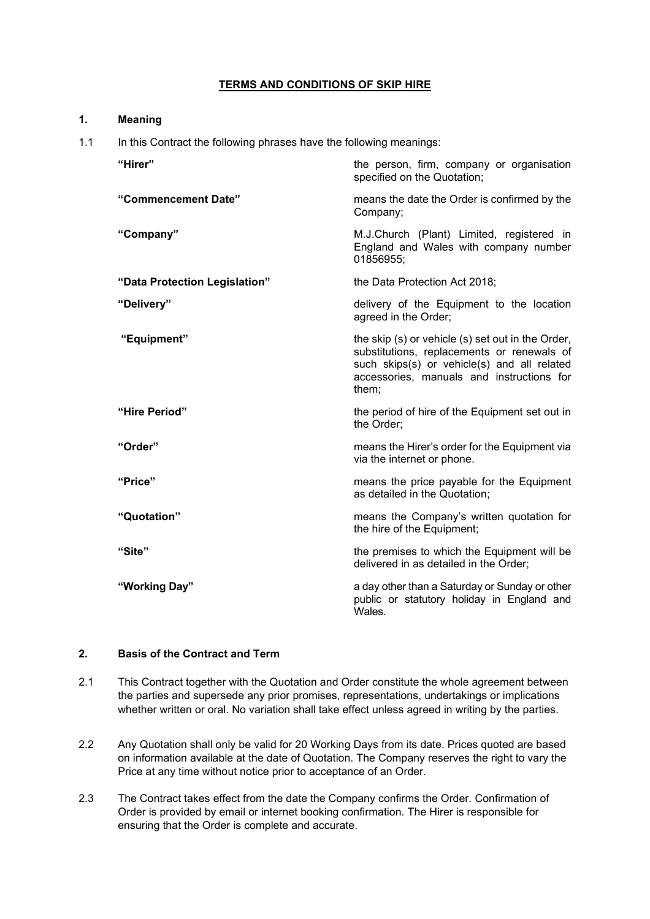# TERMS AND CONDITIONS OF SKIP HIRE

## 1. Meaning

1.1 In this Contract the following phrases have the following meanings:

| | |
|---|---|
| **"Hirer"** | the person, firm, company or organisation specified on the Quotation; |
| **"Commencement Date"** | means the date the Order is confirmed by the Company; |
| **"Company"** | M.J.Church (Plant) Limited, registered in England and Wales with company number 01856955; |
| **"Data Protection Legislation"** | the Data Protection Act 2018; |
| **"Delivery"** | delivery of the Equipment to the location agreed in the Order; |
| **"Equipment"** | the skip (s) or vehicle (s) set out in the Order, substitutions, replacements or renewals of such skips(s) or vehicle(s) and all related accessories, manuals and instructions for them; |
| **"Hire Period"** | the period of hire of the Equipment set out in the Order; |
| **"Order"** | means the Hirer's order for the Equipment via via the internet or phone. |
| **"Price"** | means the price payable for the Equipment as detailed in the Quotation; |
| **"Quotation"** | means the Company's written quotation for the hire of the Equipment; |
| **"Site"** | the premises to which the Equipment will be delivered in as detailed in the Order; |
| **"Working Day"** | a day other than a Saturday or Sunday or other public or statutory holiday in England and Wales. |

## 2. Basis of the Contract and Term

2.1 This Contract together with the Quotation and Order constitute the whole agreement between the parties and supersede any prior promises, representations, undertakings or implications whether written or oral. No variation shall take effect unless agreed in writing by the parties.

2.2 Any Quotation shall only be valid for 20 Working Days from its date. Prices quoted are based on information available at the date of Quotation. The Company reserves the right to vary the Price at any time without notice prior to acceptance of an Order.

2.3 The Contract takes effect from the date the Company confirms the Order. Confirmation of Order is provided by email or internet booking confirmation. The Hirer is responsible for ensuring that the Order is complete and accurate.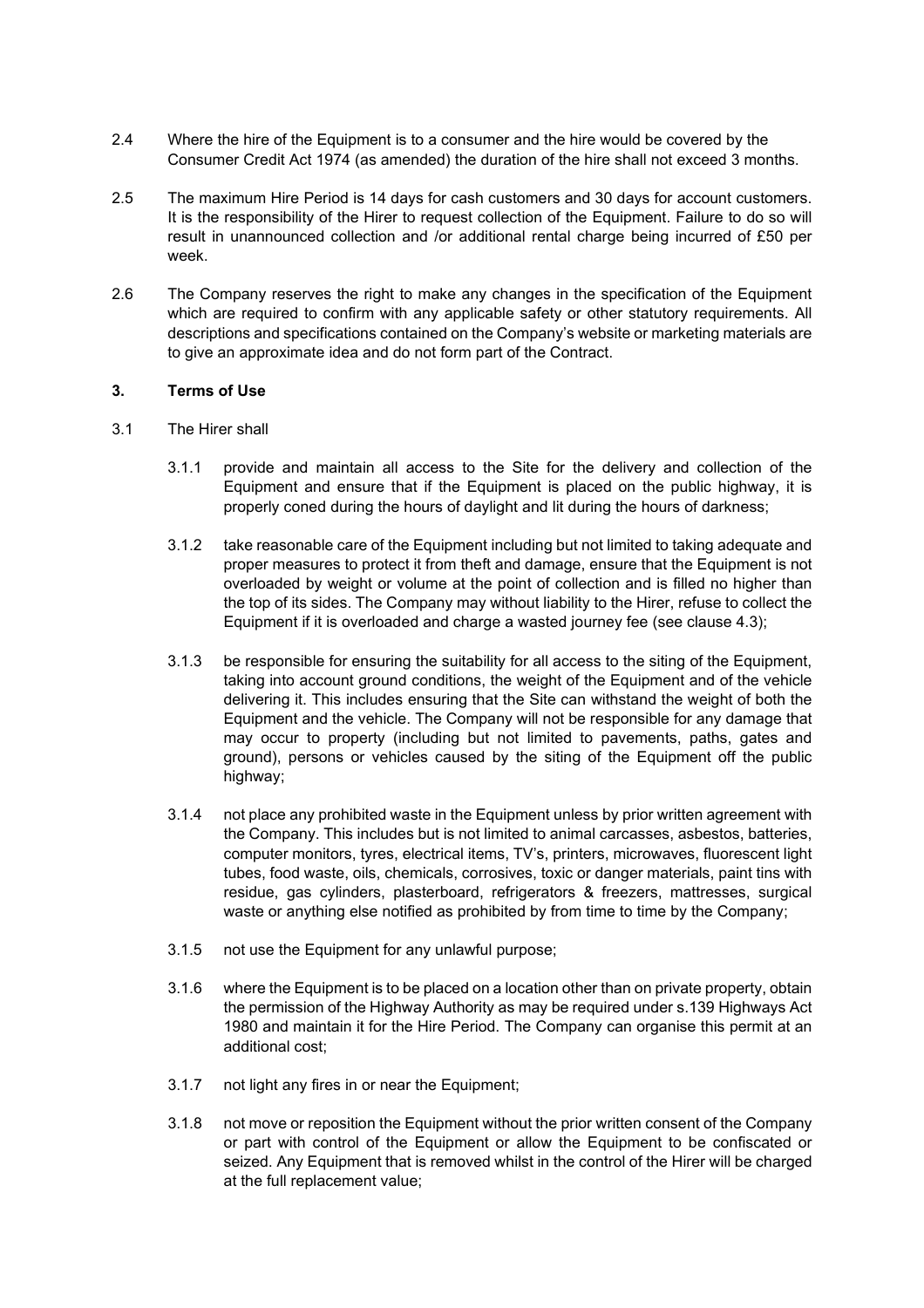2.4 Where the hire of the Equipment is to a consumer and the hire would be covered by the Consumer Credit Act 1974 (as amended) the duration of the hire shall not exceed 3 months.

2.5 The maximum Hire Period is 14 days for cash customers and 30 days for account customers. It is the responsibility of the Hirer to request collection of the Equipment. Failure to do so will result in unannounced collection and /or additional rental charge being incurred of £50 per week.

2.6 The Company reserves the right to make any changes in the specification of the Equipment which are required to confirm with any applicable safety or other statutory requirements. All descriptions and specifications contained on the Company's website or marketing materials are to give an approximate idea and do not form part of the Contract.

## 3. Terms of Use

3.1 The Hirer shall

3.1.1 provide and maintain all access to the Site for the delivery and collection of the Equipment and ensure that if the Equipment is placed on the public highway, it is properly coned during the hours of daylight and lit during the hours of darkness;

3.1.2 take reasonable care of the Equipment including but not limited to taking adequate and proper measures to protect it from theft and damage, ensure that the Equipment is not overloaded by weight or volume at the point of collection and is filled no higher than the top of its sides. The Company may without liability to the Hirer, refuse to collect the Equipment if it is overloaded and charge a wasted journey fee (see clause 4.3);

3.1.3 be responsible for ensuring the suitability for all access to the siting of the Equipment, taking into account ground conditions, the weight of the Equipment and of the vehicle delivering it. This includes ensuring that the Site can withstand the weight of both the Equipment and the vehicle. The Company will not be responsible for any damage that may occur to property (including but not limited to pavements, paths, gates and ground), persons or vehicles caused by the siting of the Equipment off the public highway;

3.1.4 not place any prohibited waste in the Equipment unless by prior written agreement with the Company. This includes but is not limited to animal carcasses, asbestos, batteries, computer monitors, tyres, electrical items, TV's, printers, microwaves, fluorescent light tubes, food waste, oils, chemicals, corrosives, toxic or danger materials, paint tins with residue, gas cylinders, plasterboard, refrigerators & freezers, mattresses, surgical waste or anything else notified as prohibited by from time to time by the Company;

3.1.5 not use the Equipment for any unlawful purpose;

3.1.6 where the Equipment is to be placed on a location other than on private property, obtain the permission of the Highway Authority as may be required under s.139 Highways Act 1980 and maintain it for the Hire Period. The Company can organise this permit at an additional cost;

3.1.7 not light any fires in or near the Equipment;

3.1.8 not move or reposition the Equipment without the prior written consent of the Company or part with control of the Equipment or allow the Equipment to be confiscated or seized. Any Equipment that is removed whilst in the control of the Hirer will be charged at the full replacement value;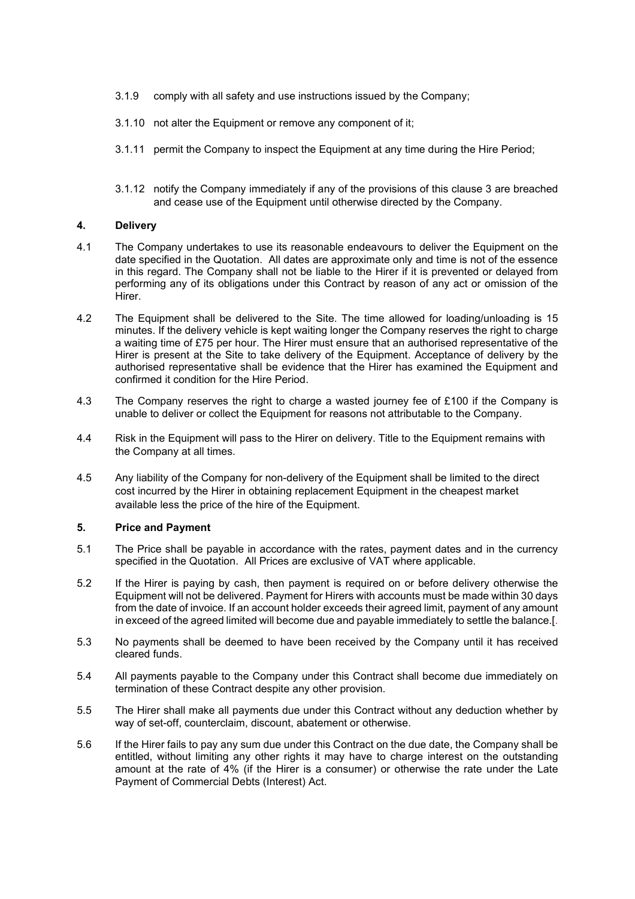3.1.9 comply with all safety and use instructions issued by the Company;

3.1.10 not alter the Equipment or remove any component of it;

3.1.11 permit the Company to inspect the Equipment at any time during the Hire Period;

3.1.12 notify the Company immediately if any of the provisions of this clause 3 are breached and cease use of the Equipment until otherwise directed by the Company.

## 4. Delivery

4.1 The Company undertakes to use its reasonable endeavours to deliver the Equipment on the date specified in the Quotation. All dates are approximate only and time is not of the essence in this regard. The Company shall not be liable to the Hirer if it is prevented or delayed from performing any of its obligations under this Contract by reason of any act or omission of the Hirer.

4.2 The Equipment shall be delivered to the Site. The time allowed for loading/unloading is 15 minutes. If the delivery vehicle is kept waiting longer the Company reserves the right to charge a waiting time of £75 per hour. The Hirer must ensure that an authorised representative of the Hirer is present at the Site to take delivery of the Equipment. Acceptance of delivery by the authorised representative shall be evidence that the Hirer has examined the Equipment and confirmed it condition for the Hire Period.

4.3 The Company reserves the right to charge a wasted journey fee of £100 if the Company is unable to deliver or collect the Equipment for reasons not attributable to the Company.

4.4 Risk in the Equipment will pass to the Hirer on delivery. Title to the Equipment remains with the Company at all times.

4.5 Any liability of the Company for non-delivery of the Equipment shall be limited to the direct cost incurred by the Hirer in obtaining replacement Equipment in the cheapest market available less the price of the hire of the Equipment.

## 5. Price and Payment

5.1 The Price shall be payable in accordance with the rates, payment dates and in the currency specified in the Quotation. All Prices are exclusive of VAT where applicable.

5.2 If the Hirer is paying by cash, then payment is required on or before delivery otherwise the Equipment will not be delivered. Payment for Hirers with accounts must be made within 30 days from the date of invoice. If an account holder exceeds their agreed limit, payment of any amount in exceed of the agreed limited will become due and payable immediately to settle the balance.[.

5.3 No payments shall be deemed to have been received by the Company until it has received cleared funds.

5.4 All payments payable to the Company under this Contract shall become due immediately on termination of these Contract despite any other provision.

5.5 The Hirer shall make all payments due under this Contract without any deduction whether by way of set-off, counterclaim, discount, abatement or otherwise.

5.6 If the Hirer fails to pay any sum due under this Contract on the due date, the Company shall be entitled, without limiting any other rights it may have to charge interest on the outstanding amount at the rate of 4% (if the Hirer is a consumer) or otherwise the rate under the Late Payment of Commercial Debts (Interest) Act.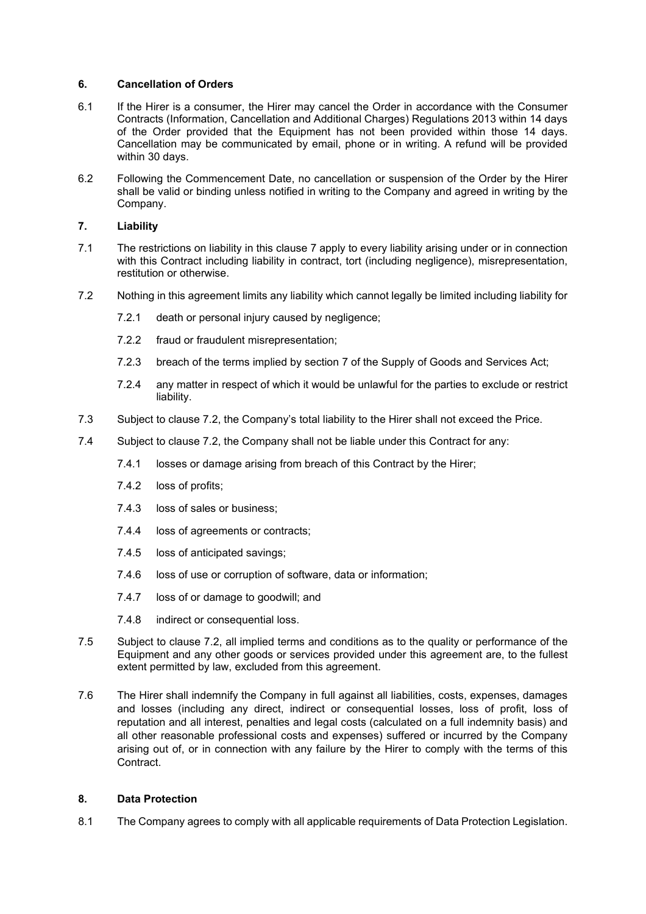## 6. Cancellation of Orders

6.1 If the Hirer is a consumer, the Hirer may cancel the Order in accordance with the Consumer Contracts (Information, Cancellation and Additional Charges) Regulations 2013 within 14 days of the Order provided that the Equipment has not been provided within those 14 days. Cancellation may be communicated by email, phone or in writing. A refund will be provided within 30 days.

6.2 Following the Commencement Date, no cancellation or suspension of the Order by the Hirer shall be valid or binding unless notified in writing to the Company and agreed in writing by the Company.

## 7. Liability

7.1 The restrictions on liability in this clause 7 apply to every liability arising under or in connection with this Contract including liability in contract, tort (including negligence), misrepresentation, restitution or otherwise.

7.2 Nothing in this agreement limits any liability which cannot legally be limited including liability for

- 7.2.1 death or personal injury caused by negligence;
- 7.2.2 fraud or fraudulent misrepresentation;
- 7.2.3 breach of the terms implied by section 7 of the Supply of Goods and Services Act;
- 7.2.4 any matter in respect of which it would be unlawful for the parties to exclude or restrict liability.

7.3 Subject to clause 7.2, the Company's total liability to the Hirer shall not exceed the Price.

7.4 Subject to clause 7.2, the Company shall not be liable under this Contract for any:

- 7.4.1 losses or damage arising from breach of this Contract by the Hirer;
- 7.4.2 loss of profits;
- 7.4.3 loss of sales or business;
- 7.4.4 loss of agreements or contracts;
- 7.4.5 loss of anticipated savings;
- 7.4.6 loss of use or corruption of software, data or information;
- 7.4.7 loss of or damage to goodwill; and
- 7.4.8 indirect or consequential loss.

7.5 Subject to clause 7.2, all implied terms and conditions as to the quality or performance of the Equipment and any other goods or services provided under this agreement are, to the fullest extent permitted by law, excluded from this agreement.

7.6 The Hirer shall indemnify the Company in full against all liabilities, costs, expenses, damages and losses (including any direct, indirect or consequential losses, loss of profit, loss of reputation and all interest, penalties and legal costs (calculated on a full indemnity basis) and all other reasonable professional costs and expenses) suffered or incurred by the Company arising out of, or in connection with any failure by the Hirer to comply with the terms of this Contract.

## 8. Data Protection

8.1 The Company agrees to comply with all applicable requirements of Data Protection Legislation.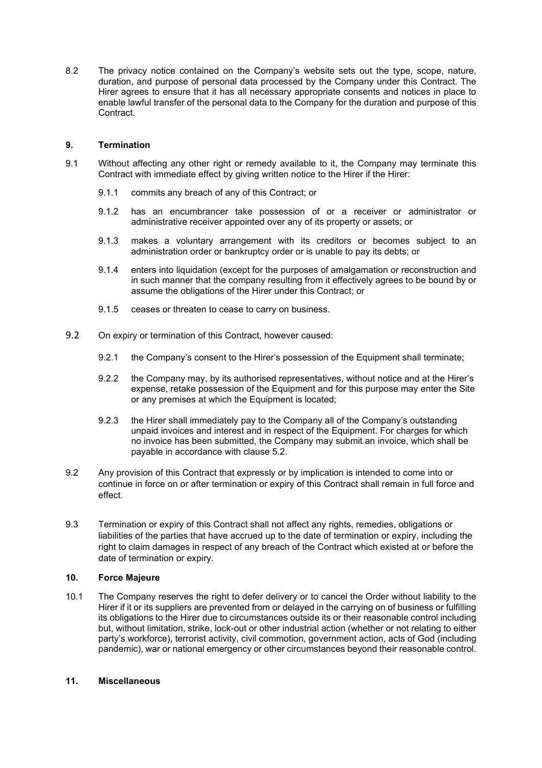8.2 The privacy notice contained on the Company's website sets out the type, scope, nature, duration, and purpose of personal data processed by the Company under this Contract. The Hirer agrees to ensure that it has all necessary appropriate consents and notices in place to enable lawful transfer of the personal data to the Company for the duration and purpose of this Contract.

## 9. Termination

9.1 Without affecting any other right or remedy available to it, the Company may terminate this Contract with immediate effect by giving written notice to the Hirer if the Hirer:

9.1.1 commits any breach of any of this Contract; or

9.1.2 has an encumbrancer take possession of or a receiver or administrator or administrative receiver appointed over any of its property or assets; or

9.1.3 makes a voluntary arrangement with its creditors or becomes subject to an administration order or bankruptcy order or is unable to pay its debts; or

9.1.4 enters into liquidation (except for the purposes of amalgamation or reconstruction and in such manner that the company resulting from it effectively agrees to be bound by or assume the obligations of the Hirer under this Contract; or

9.1.5 ceases or threaten to cease to carry on business.

9.2 On expiry or termination of this Contract, however caused:

9.2.1 the Company's consent to the Hirer's possession of the Equipment shall terminate;

9.2.2 the Company may, by its authorised representatives, without notice and at the Hirer's expense, retake possession of the Equipment and for this purpose may enter the Site or any premises at which the Equipment is located;

9.2.3 the Hirer shall immediately pay to the Company all of the Company's outstanding unpaid invoices and interest and in respect of the Equipment. For charges for which no invoice has been submitted, the Company may submit an invoice, which shall be payable in accordance with clause 5.2.

9.2 Any provision of this Contract that expressly or by implication is intended to come into or continue in force on or after termination or expiry of this Contract shall remain in full force and effect.

9.3 Termination or expiry of this Contract shall not affect any rights, remedies, obligations or liabilities of the parties that have accrued up to the date of termination or expiry, including the right to claim damages in respect of any breach of the Contract which existed at or before the date of termination or expiry.

## 10. Force Majeure

10.1 The Company reserves the right to defer delivery or to cancel the Order without liability to the Hirer if it or its suppliers are prevented from or delayed in the carrying on of business or fulfilling its obligations to the Hirer due to circumstances outside its or their reasonable control including but, without limitation, strike, lock-out or other industrial action (whether or not relating to either party's workforce), terrorist activity, civil commotion, government action, acts of God (including pandemic), war or national emergency or other circumstances beyond their reasonable control.

## 11. Miscellaneous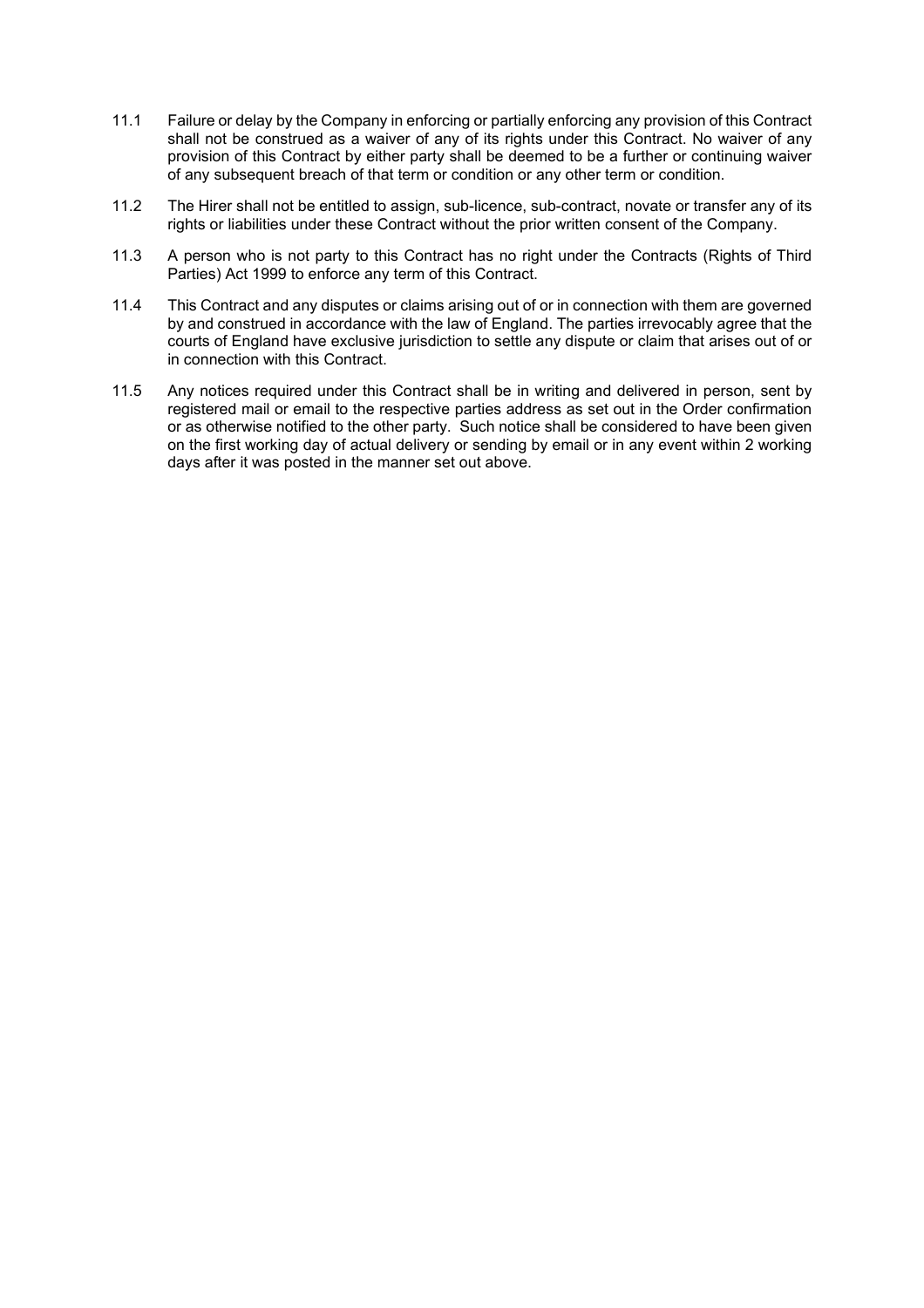11.1 Failure or delay by the Company in enforcing or partially enforcing any provision of this Contract shall not be construed as a waiver of any of its rights under this Contract. No waiver of any provision of this Contract by either party shall be deemed to be a further or continuing waiver of any subsequent breach of that term or condition or any other term or condition.

11.2 The Hirer shall not be entitled to assign, sub-licence, sub-contract, novate or transfer any of its rights or liabilities under these Contract without the prior written consent of the Company.

11.3 A person who is not party to this Contract has no right under the Contracts (Rights of Third Parties) Act 1999 to enforce any term of this Contract.

11.4 This Contract and any disputes or claims arising out of or in connection with them are governed by and construed in accordance with the law of England. The parties irrevocably agree that the courts of England have exclusive jurisdiction to settle any dispute or claim that arises out of or in connection with this Contract.

11.5 Any notices required under this Contract shall be in writing and delivered in person, sent by registered mail or email to the respective parties address as set out in the Order confirmation or as otherwise notified to the other party. Such notice shall be considered to have been given on the first working day of actual delivery or sending by email or in any event within 2 working days after it was posted in the manner set out above.